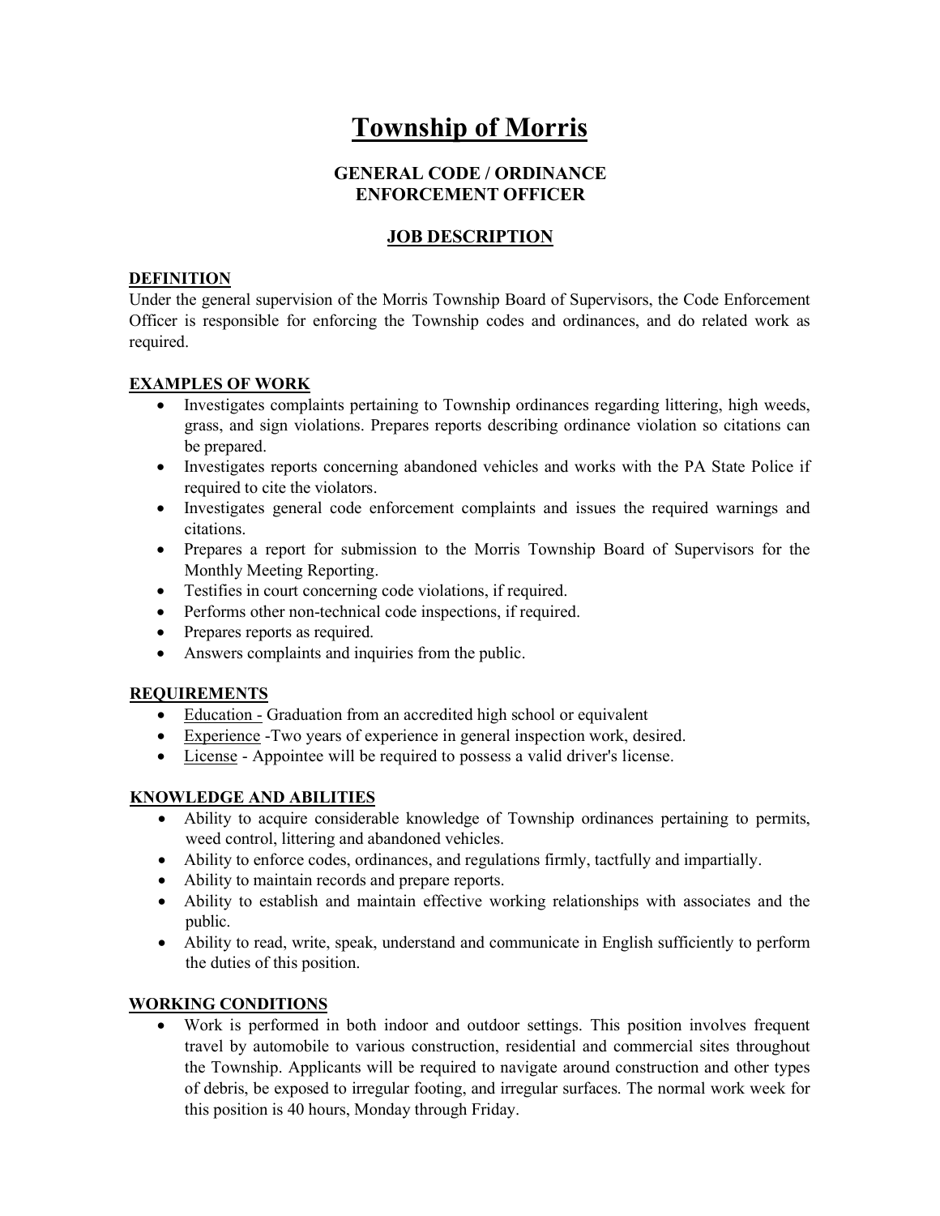# Township of Morris

## GENERAL CODE / ORDINANCE ENFORCEMENT OFFICER

## JOB DESCRIPTION

### DEFINITION

Under the general supervision of the Morris Township Board of Supervisors, the Code Enforcement Officer is responsible for enforcing the Township codes and ordinances, and do related work as required.

### EXAMPLES OF WORK

- Investigates complaints pertaining to Township ordinances regarding littering, high weeds, grass, and sign violations. Prepares reports describing ordinance violation so citations can be prepared.
- Investigates reports concerning abandoned vehicles and works with the PA State Police if required to cite the violators.
- Investigates general code enforcement complaints and issues the required warnings and citations.
- Prepares a report for submission to the Morris Township Board of Supervisors for the Monthly Meeting Reporting.
- Testifies in court concerning code violations, if required.
- Performs other non-technical code inspections, if required.
- Prepares reports as required.
- Answers complaints and inquiries from the public.

### REQUIREMENTS

- Education - Graduation from an accredited high school or equivalent
- Experience -Two years of experience in general inspection work, desired.
- License - Appointee will be required to possess a valid driver's license.

### KNOWLEDGE AND ABILITIES

- Ability to acquire considerable knowledge of Township ordinances pertaining to permits, weed control, littering and abandoned vehicles.
- Ability to enforce codes, ordinances, and regulations firmly, tactfully and impartially.
- Ability to maintain records and prepare reports.
- Ability to establish and maintain effective working relationships with associates and the public.
- Ability to read, write, speak, understand and communicate in English sufficiently to perform the duties of this position.

### WORKING CONDITIONS

- Work is performed in both indoor and outdoor settings. This position involves frequent travel by automobile to various construction, residential and commercial sites throughout the Township. Applicants will be required to navigate around construction and other types of debris, be exposed to irregular footing, and irregular surfaces. The normal work week for this position is 40 hours, Monday through Friday.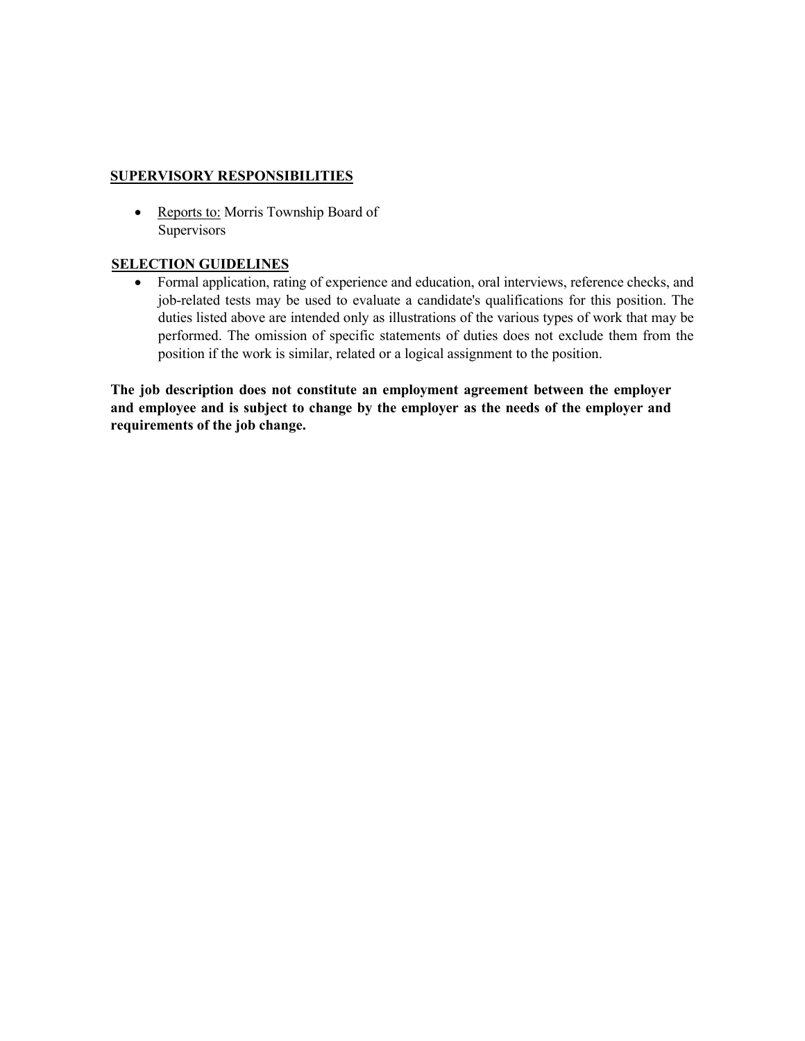## SUPERVISORY RESPONSIBILITIES

- Reports to: Morris Township Board of Supervisors

## SELECTION GUIDELINES

- Formal application, rating of experience and education, oral interviews, reference checks, and job-related tests may be used to evaluate a candidate's qualifications for this position. The duties listed above are intended only as illustrations of the various types of work that may be performed. The omission of specific statements of duties does not exclude them from the position if the work is similar, related or a logical assignment to the position.

**The job description does not constitute an employment agreement between the employer and employee and is subject to change by the employer as the needs of the employer and requirements of the job change.**